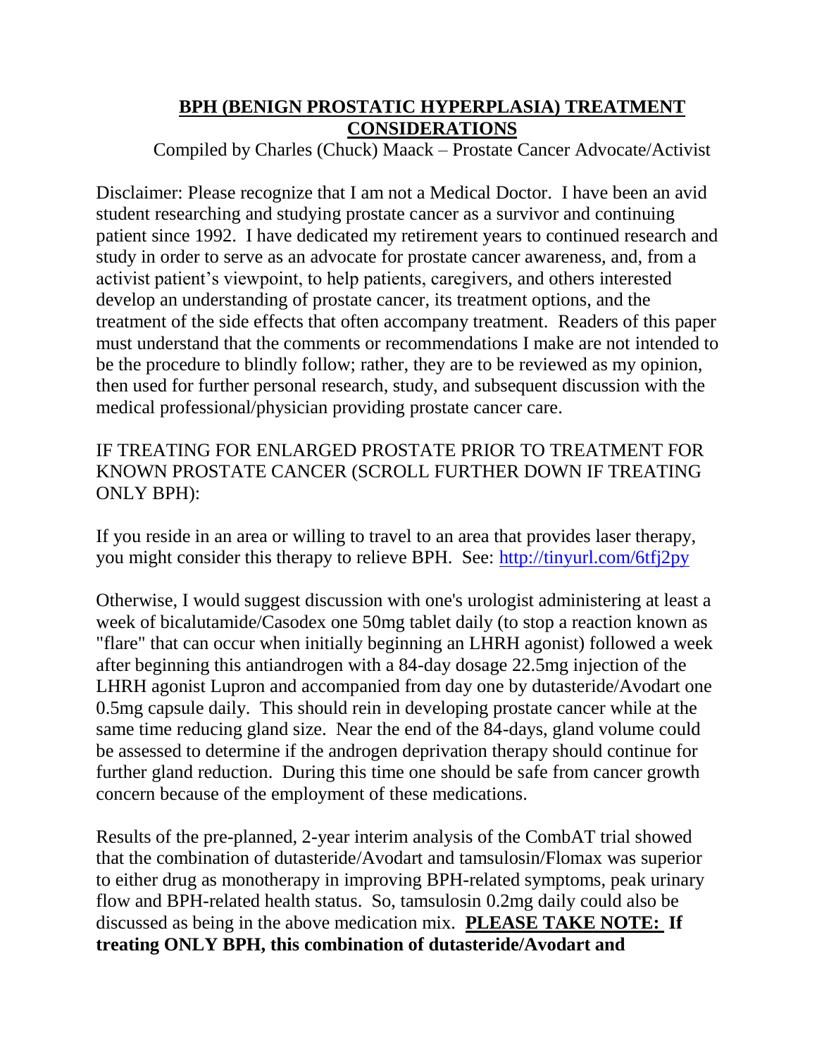## BPH (BENIGN PROSTATIC HYPERPLASIA) TREATMENT CONSIDERATIONS

Compiled by Charles (Chuck) Maack – Prostate Cancer Advocate/Activist

Disclaimer: Please recognize that I am not a Medical Doctor. I have been an avid student researching and studying prostate cancer as a survivor and continuing patient since 1992. I have dedicated my retirement years to continued research and study in order to serve as an advocate for prostate cancer awareness, and, from a activist patient's viewpoint, to help patients, caregivers, and others interested develop an understanding of prostate cancer, its treatment options, and the treatment of the side effects that often accompany treatment. Readers of this paper must understand that the comments or recommendations I make are not intended to be the procedure to blindly follow; rather, they are to be reviewed as my opinion, then used for further personal research, study, and subsequent discussion with the medical professional/physician providing prostate cancer care.

IF TREATING FOR ENLARGED PROSTATE PRIOR TO TREATMENT FOR KNOWN PROSTATE CANCER (SCROLL FURTHER DOWN IF TREATING ONLY BPH):

If you reside in an area or willing to travel to an area that provides laser therapy, you might consider this therapy to relieve BPH. See: [http://tinyurl.com/6tfj2py](http://tinyurl.com/6tfj2py)

Otherwise, I would suggest discussion with one's urologist administering at least a week of bicalutamide/Casodex one 50mg tablet daily (to stop a reaction known as "flare" that can occur when initially beginning an LHRH agonist) followed a week after beginning this antiandrogen with a 84-day dosage 22.5mg injection of the LHRH agonist Lupron and accompanied from day one by dutasteride/Avodart one 0.5mg capsule daily. This should rein in developing prostate cancer while at the same time reducing gland size. Near the end of the 84-days, gland volume could be assessed to determine if the androgen deprivation therapy should continue for further gland reduction. During this time one should be safe from cancer growth concern because of the employment of these medications.

Results of the pre-planned, 2-year interim analysis of the CombAT trial showed that the combination of dutasteride/Avodart and tamsulosin/Flomax was superior to either drug as monotherapy in improving BPH-related symptoms, peak urinary flow and BPH-related health status. So, tamsulosin 0.2mg daily could also be discussed as being in the above medication mix. **PLEASE TAKE NOTE: If treating ONLY BPH, this combination of dutasteride/Avodart and**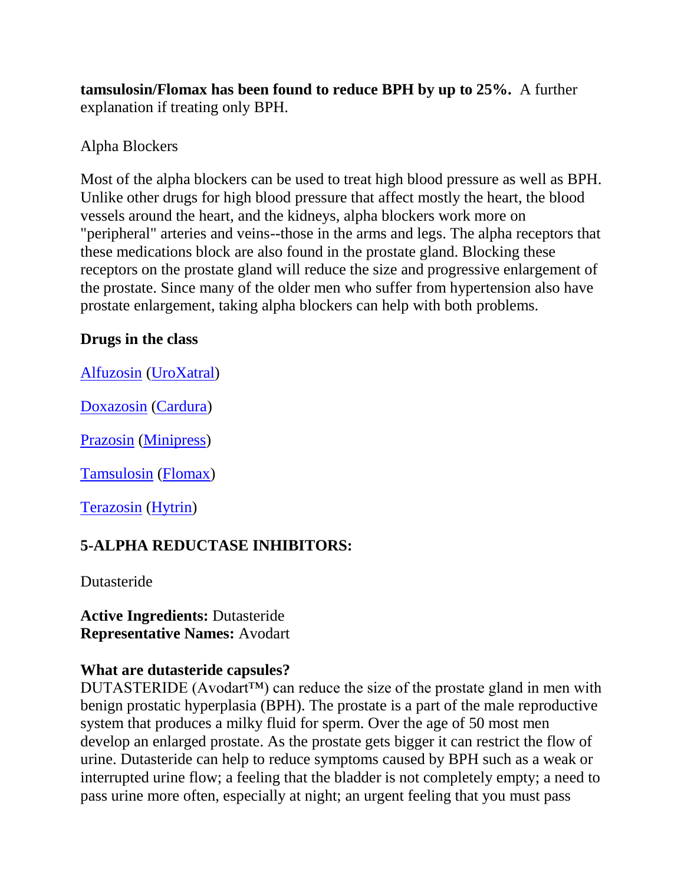**tamsulosin/Flomax has been found to reduce BPH by up to 25%.** A further explanation if treating only BPH.

Alpha Blockers

Most of the alpha blockers can be used to treat high blood pressure as well as BPH. Unlike other drugs for high blood pressure that affect mostly the heart, the blood vessels around the heart, and the kidneys, alpha blockers work more on "peripheral" arteries and veins--those in the arms and legs. The alpha receptors that these medications block are also found in the prostate gland. Blocking these receptors on the prostate gland will reduce the size and progressive enlargement of the prostate. Since many of the older men who suffer from hypertension also have prostate enlargement, taking alpha blockers can help with both problems.

**Drugs in the class**

Alfuzosin (UroXatral)

Doxazosin (Cardura)

Prazosin (Minipress)

Tamsulosin (Flomax)

Terazosin (Hytrin)

## 5-ALPHA REDUCTASE INHIBITORS:

Dutasteride

**Active Ingredients:** Dutasteride
**Representative Names:** Avodart

**What are dutasteride capsules?**
DUTASTERIDE (Avodart™) can reduce the size of the prostate gland in men with benign prostatic hyperplasia (BPH). The prostate is a part of the male reproductive system that produces a milky fluid for sperm. Over the age of 50 most men develop an enlarged prostate. As the prostate gets bigger it can restrict the flow of urine. Dutasteride can help to reduce symptoms caused by BPH such as a weak or interrupted urine flow; a feeling that the bladder is not completely empty; a need to pass urine more often, especially at night; an urgent feeling that you must pass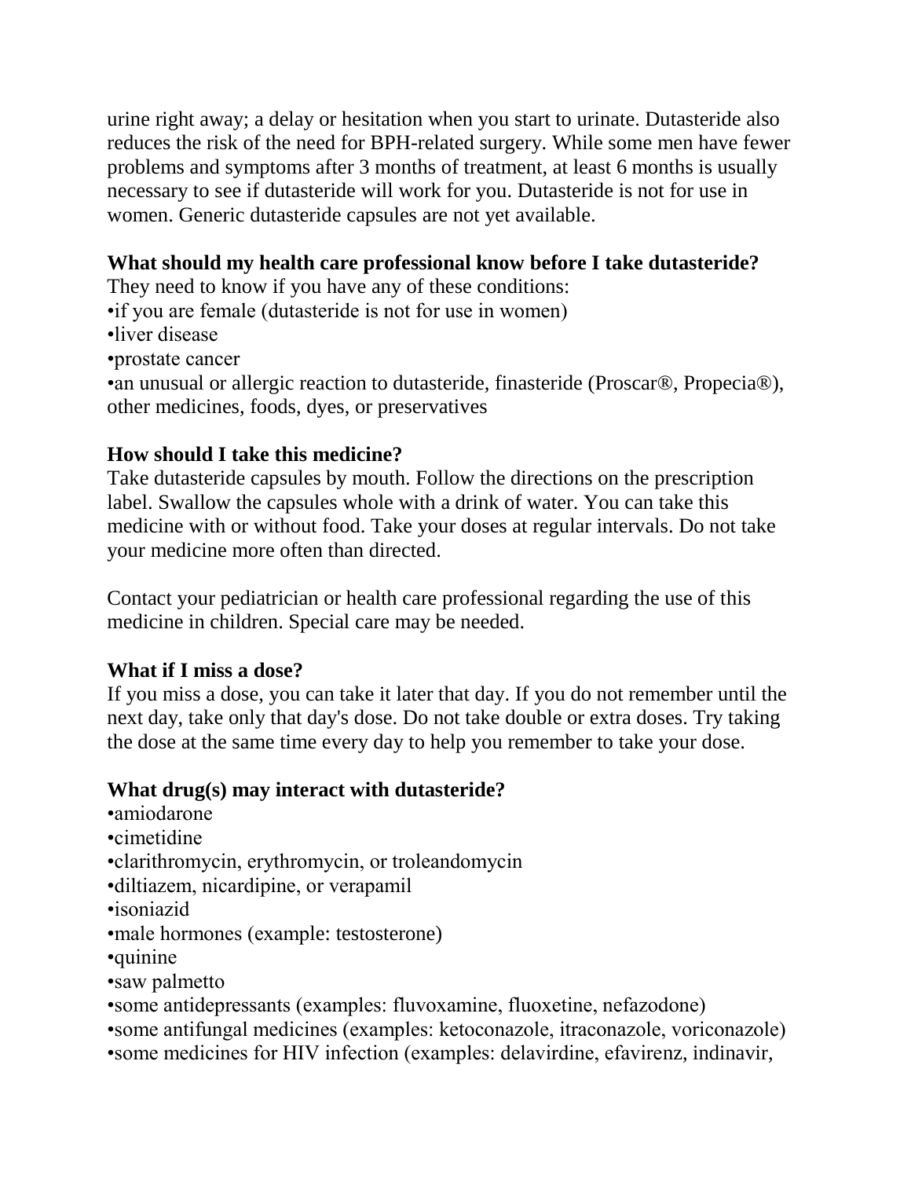urine right away; a delay or hesitation when you start to urinate. Dutasteride also reduces the risk of the need for BPH-related surgery. While some men have fewer problems and symptoms after 3 months of treatment, at least 6 months is usually necessary to see if dutasteride will work for you. Dutasteride is not for use in women. Generic dutasteride capsules are not yet available.

**What should my health care professional know before I take dutasteride?**

They need to know if you have any of these conditions:

- if you are female (dutasteride is not for use in women)
- liver disease
- prostate cancer
- an unusual or allergic reaction to dutasteride, finasteride (Proscar®, Propecia®), other medicines, foods, dyes, or preservatives

**How should I take this medicine?**

Take dutasteride capsules by mouth. Follow the directions on the prescription label. Swallow the capsules whole with a drink of water. You can take this medicine with or without food. Take your doses at regular intervals. Do not take your medicine more often than directed.

Contact your pediatrician or health care professional regarding the use of this medicine in children. Special care may be needed.

**What if I miss a dose?**

If you miss a dose, you can take it later that day. If you do not remember until the next day, take only that day's dose. Do not take double or extra doses. Try taking the dose at the same time every day to help you remember to take your dose.

**What drug(s) may interact with dutasteride?**

- amiodarone
- cimetidine
- clarithromycin, erythromycin, or troleandomycin
- diltiazem, nicardipine, or verapamil
- isoniazid
- male hormones (example: testosterone)
- quinine
- saw palmetto
- some antidepressants (examples: fluvoxamine, fluoxetine, nefazodone)
- some antifungal medicines (examples: ketoconazole, itraconazole, voriconazole)
- some medicines for HIV infection (examples: delavirdine, efavirenz, indinavir,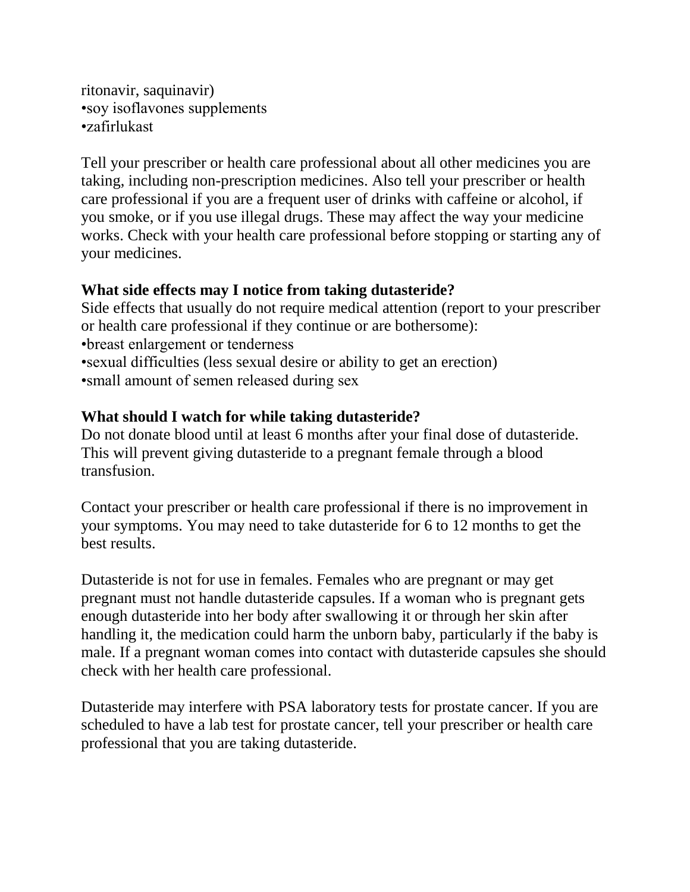ritonavir, saquinavir)
•soy isoflavones supplements
•zafirlukast

Tell your prescriber or health care professional about all other medicines you are taking, including non-prescription medicines. Also tell your prescriber or health care professional if you are a frequent user of drinks with caffeine or alcohol, if you smoke, or if you use illegal drugs. These may affect the way your medicine works. Check with your health care professional before stopping or starting any of your medicines.

**What side effects may I notice from taking dutasteride?**
Side effects that usually do not require medical attention (report to your prescriber or health care professional if they continue or are bothersome):
•breast enlargement or tenderness
•sexual difficulties (less sexual desire or ability to get an erection)
•small amount of semen released during sex

**What should I watch for while taking dutasteride?**
Do not donate blood until at least 6 months after your final dose of dutasteride. This will prevent giving dutasteride to a pregnant female through a blood transfusion.

Contact your prescriber or health care professional if there is no improvement in your symptoms. You may need to take dutasteride for 6 to 12 months to get the best results.

Dutasteride is not for use in females. Females who are pregnant or may get pregnant must not handle dutasteride capsules. If a woman who is pregnant gets enough dutasteride into her body after swallowing it or through her skin after handling it, the medication could harm the unborn baby, particularly if the baby is male. If a pregnant woman comes into contact with dutasteride capsules she should check with her health care professional.

Dutasteride may interfere with PSA laboratory tests for prostate cancer. If you are scheduled to have a lab test for prostate cancer, tell your prescriber or health care professional that you are taking dutasteride.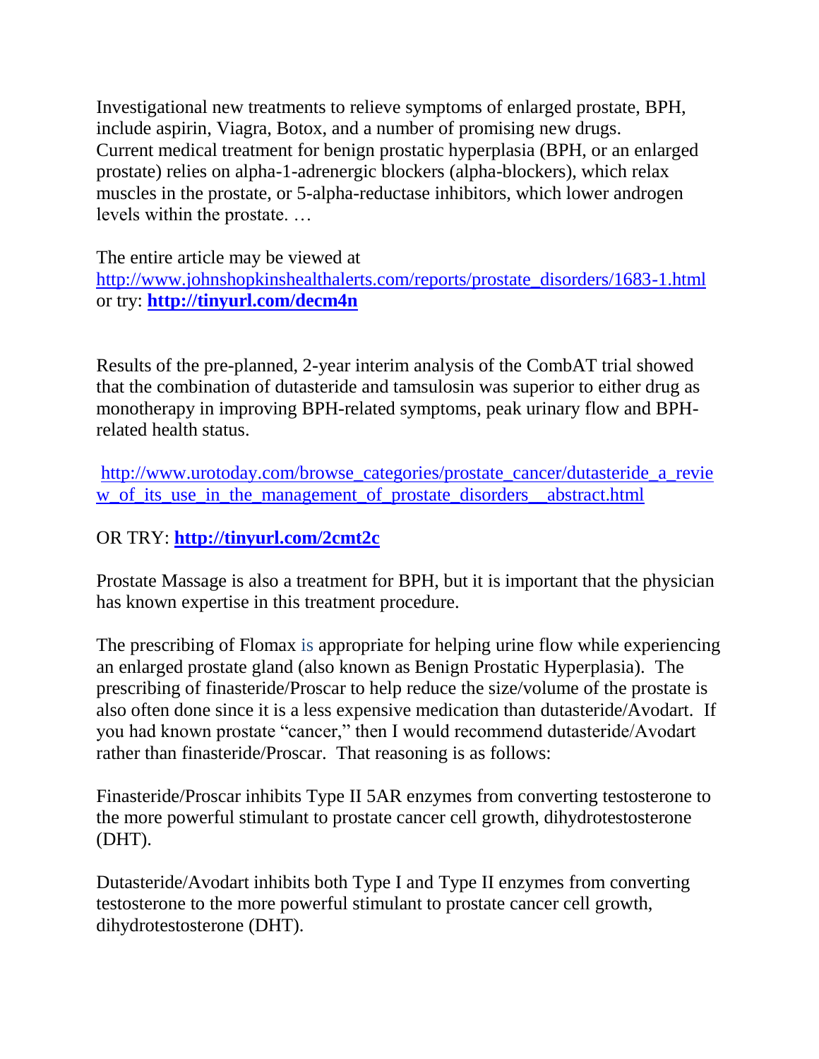Investigational new treatments to relieve symptoms of enlarged prostate, BPH, include aspirin, Viagra, Botox, and a number of promising new drugs. Current medical treatment for benign prostatic hyperplasia (BPH, or an enlarged prostate) relies on alpha-1-adrenergic blockers (alpha-blockers), which relax muscles in the prostate, or 5-alpha-reductase inhibitors, which lower androgen levels within the prostate. …

The entire article may be viewed at
http://www.johnshopkinshealthalerts.com/reports/prostate_disorders/1683-1.html
or try: **http://tinyurl.com/decm4n**

Results of the pre-planned, 2-year interim analysis of the CombAT trial showed that the combination of dutasteride and tamsulosin was superior to either drug as monotherapy in improving BPH-related symptoms, peak urinary flow and BPH-related health status.

http://www.urotoday.com/browse_categories/prostate_cancer/dutasteride_a_review_of_its_use_in_the_management_of_prostate_disorders__abstract.html

OR TRY: **http://tinyurl.com/2cmt2c**

Prostate Massage is also a treatment for BPH, but it is important that the physician has known expertise in this treatment procedure.

The prescribing of Flomax is appropriate for helping urine flow while experiencing an enlarged prostate gland (also known as Benign Prostatic Hyperplasia). The prescribing of finasteride/Proscar to help reduce the size/volume of the prostate is also often done since it is a less expensive medication than dutasteride/Avodart. If you had known prostate "cancer," then I would recommend dutasteride/Avodart rather than finasteride/Proscar. That reasoning is as follows:

Finasteride/Proscar inhibits Type II 5AR enzymes from converting testosterone to the more powerful stimulant to prostate cancer cell growth, dihydrotestosterone (DHT).

Dutasteride/Avodart inhibits both Type I and Type II enzymes from converting testosterone to the more powerful stimulant to prostate cancer cell growth, dihydrotestosterone (DHT).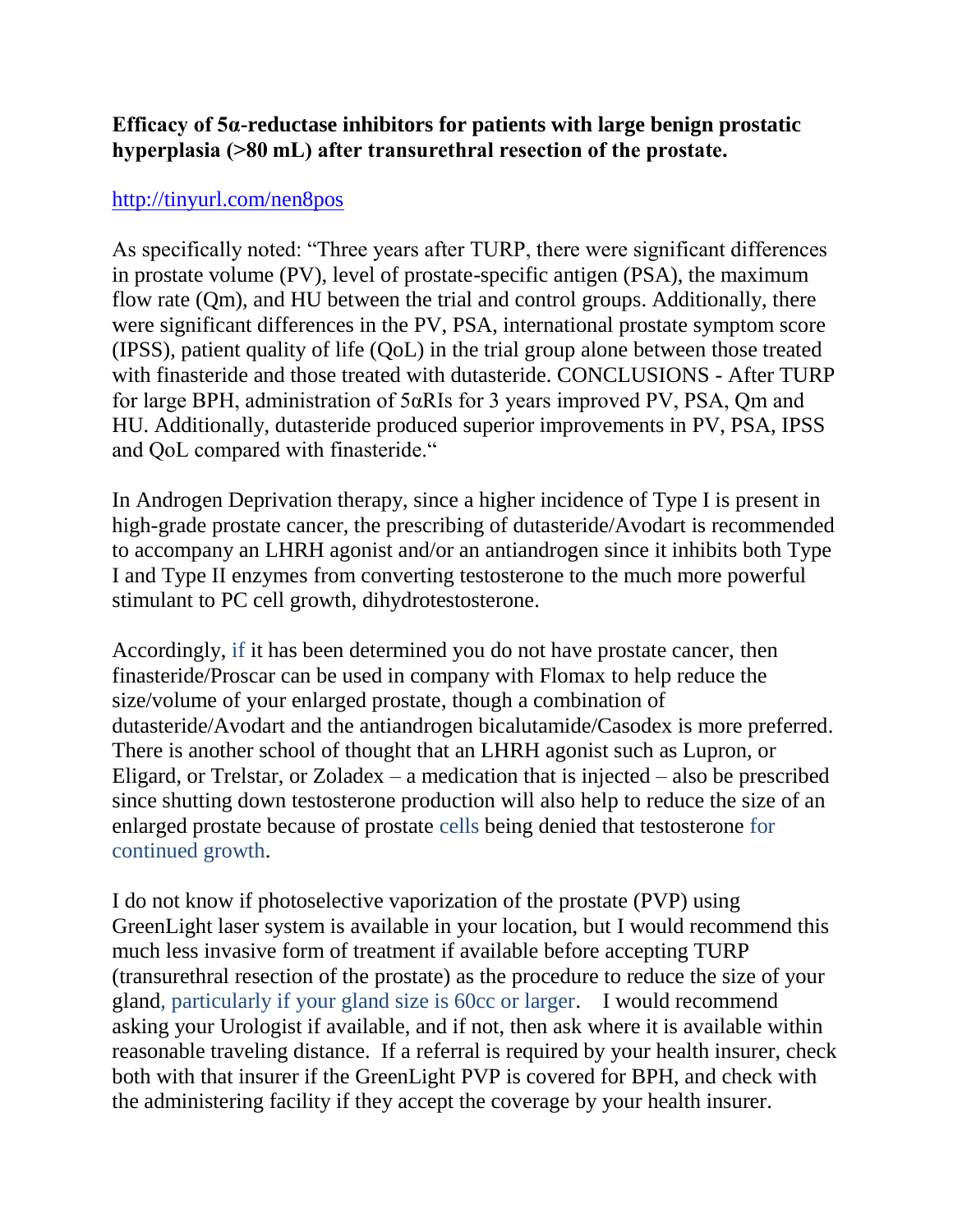**Efficacy of 5α-reductase inhibitors for patients with large benign prostatic hyperplasia (>80 mL) after transurethral resection of the prostate.**

http://tinyurl.com/nen8pos

As specifically noted: "Three years after TURP, there were significant differences in prostate volume (PV), level of prostate-specific antigen (PSA), the maximum flow rate (Qm), and HU between the trial and control groups. Additionally, there were significant differences in the PV, PSA, international prostate symptom score (IPSS), patient quality of life (QoL) in the trial group alone between those treated with finasteride and those treated with dutasteride. CONCLUSIONS - After TURP for large BPH, administration of 5αRIs for 3 years improved PV, PSA, Qm and HU. Additionally, dutasteride produced superior improvements in PV, PSA, IPSS and QoL compared with finasteride."

In Androgen Deprivation therapy, since a higher incidence of Type I is present in high-grade prostate cancer, the prescribing of dutasteride/Avodart is recommended to accompany an LHRH agonist and/or an antiandrogen since it inhibits both Type I and Type II enzymes from converting testosterone to the much more powerful stimulant to PC cell growth, dihydrotestosterone.

Accordingly, if it has been determined you do not have prostate cancer, then finasteride/Proscar can be used in company with Flomax to help reduce the size/volume of your enlarged prostate, though a combination of dutasteride/Avodart and the antiandrogen bicalutamide/Casodex is more preferred. There is another school of thought that an LHRH agonist such as Lupron, or Eligard, or Trelstar, or Zoladex – a medication that is injected – also be prescribed since shutting down testosterone production will also help to reduce the size of an enlarged prostate because of prostate cells being denied that testosterone for continued growth.

I do not know if photoselective vaporization of the prostate (PVP) using GreenLight laser system is available in your location, but I would recommend this much less invasive form of treatment if available before accepting TURP (transurethral resection of the prostate) as the procedure to reduce the size of your gland, particularly if your gland size is 60cc or larger. I would recommend asking your Urologist if available, and if not, then ask where it is available within reasonable traveling distance. If a referral is required by your health insurer, check both with that insurer if the GreenLight PVP is covered for BPH, and check with the administering facility if they accept the coverage by your health insurer.